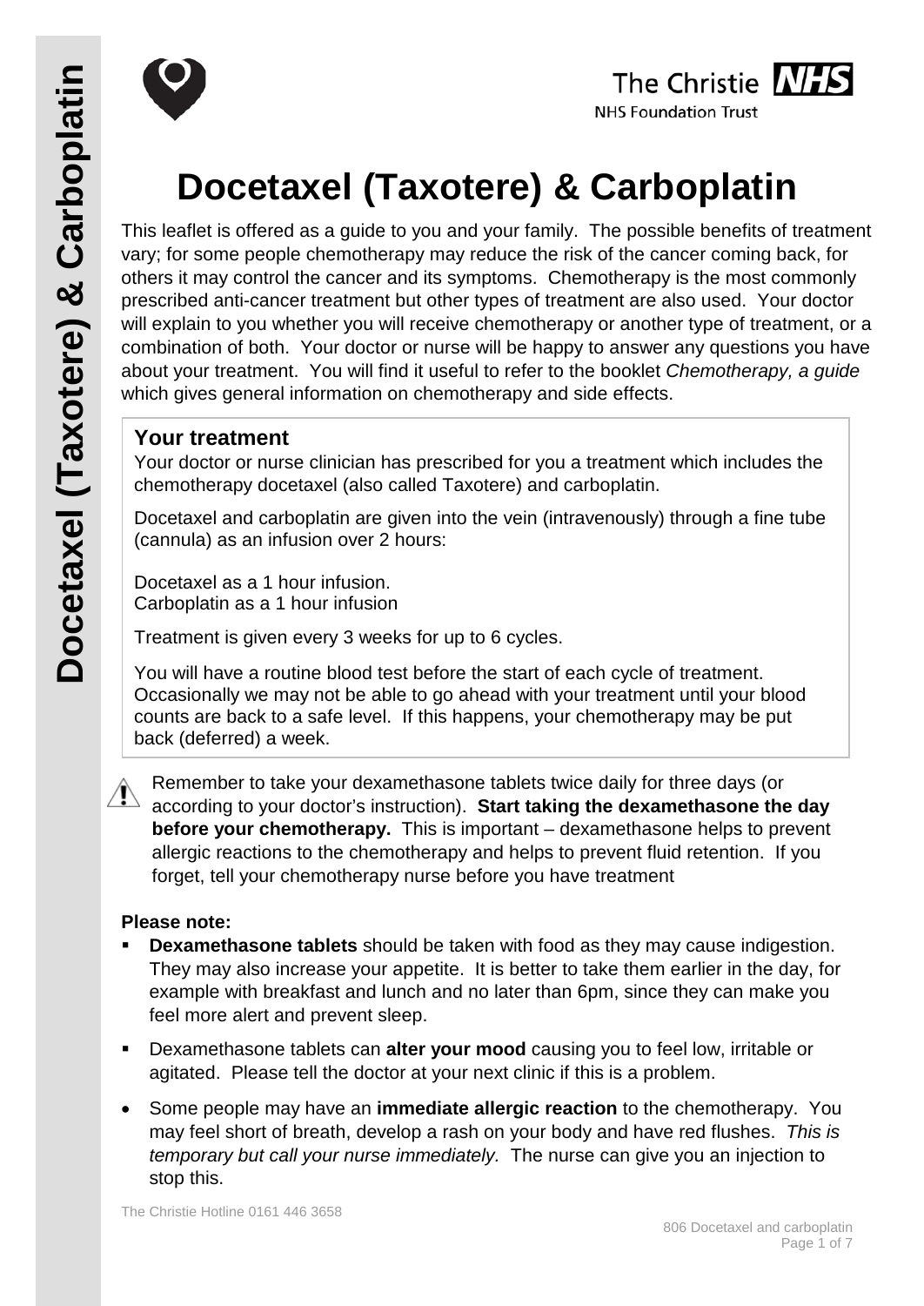# Docetaxel (Taxotere) & Carboplatin

This leaflet is offered as a guide to you and your family. The possible benefits of treatment vary; for some people chemotherapy may reduce the risk of the cancer coming back, for others it may control the cancer and its symptoms. Chemotherapy is the most commonly prescribed anti-cancer treatment but other types of treatment are also used. Your doctor will explain to you whether you will receive chemotherapy or another type of treatment, or a combination of both. Your doctor or nurse will be happy to answer any questions you have about your treatment. You will find it useful to refer to the booklet *Chemotherapy, a guide* which gives general information on chemotherapy and side effects.

## Your treatment

Your doctor or nurse clinician has prescribed for you a treatment which includes the chemotherapy docetaxel (also called Taxotere) and carboplatin.

Docetaxel and carboplatin are given into the vein (intravenously) through a fine tube (cannula) as an infusion over 2 hours:

Docetaxel as a 1 hour infusion.
Carboplatin as a 1 hour infusion

Treatment is given every 3 weeks for up to 6 cycles.

You will have a routine blood test before the start of each cycle of treatment. Occasionally we may not be able to go ahead with your treatment until your blood counts are back to a safe level. If this happens, your chemotherapy may be put back (deferred) a week.

Remember to take your dexamethasone tablets twice daily for three days (or according to your doctor's instruction). **Start taking the dexamethasone the day before your chemotherapy.** This is important – dexamethasone helps to prevent allergic reactions to the chemotherapy and helps to prevent fluid retention. If you forget, tell your chemotherapy nurse before you have treatment

**Please note:**

- **Dexamethasone tablets** should be taken with food as they may cause indigestion. They may also increase your appetite. It is better to take them earlier in the day, for example with breakfast and lunch and no later than 6pm, since they can make you feel more alert and prevent sleep.
- Dexamethasone tablets can **alter your mood** causing you to feel low, irritable or agitated. Please tell the doctor at your next clinic if this is a problem.
- Some people may have an **immediate allergic reaction** to the chemotherapy. You may feel short of breath, develop a rash on your body and have red flushes. *This is temporary but call your nurse immediately.* The nurse can give you an injection to stop this.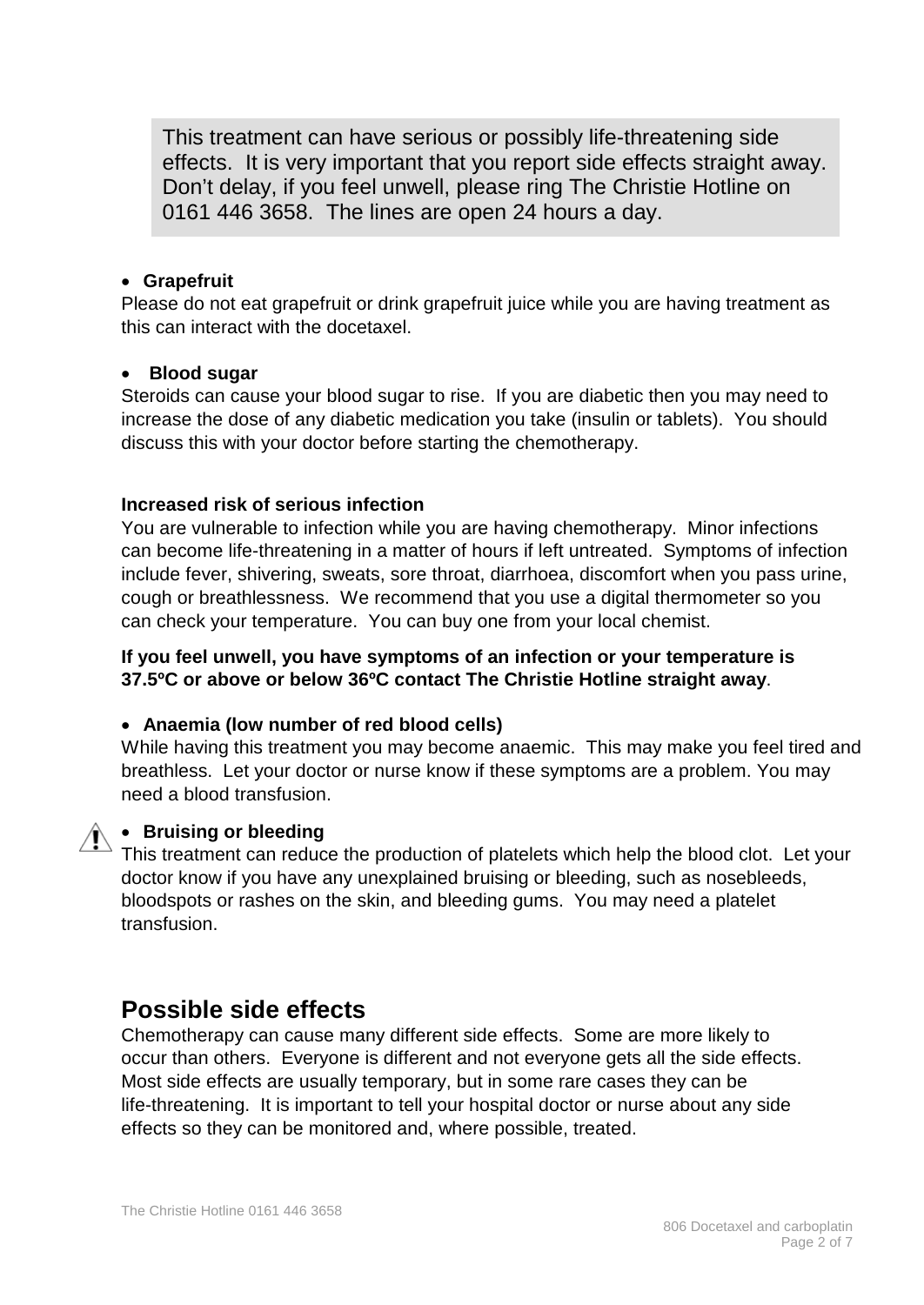This treatment can have serious or possibly life-threatening side effects. It is very important that you report side effects straight away. Don't delay, if you feel unwell, please ring The Christie Hotline on 0161 446 3658. The lines are open 24 hours a day.

- **Grapefruit**

Please do not eat grapefruit or drink grapefruit juice while you are having treatment as this can interact with the docetaxel.

- **Blood sugar**

Steroids can cause your blood sugar to rise. If you are diabetic then you may need to increase the dose of any diabetic medication you take (insulin or tablets). You should discuss this with your doctor before starting the chemotherapy.

**Increased risk of serious infection**

You are vulnerable to infection while you are having chemotherapy. Minor infections can become life-threatening in a matter of hours if left untreated. Symptoms of infection include fever, shivering, sweats, sore throat, diarrhoea, discomfort when you pass urine, cough or breathlessness. We recommend that you use a digital thermometer so you can check your temperature. You can buy one from your local chemist.

**If you feel unwell, you have symptoms of an infection or your temperature is 37.5ºC or above or below 36ºC contact The Christie Hotline straight away**.

- **Anaemia (low number of red blood cells)**

While having this treatment you may become anaemic. This may make you feel tired and breathless. Let your doctor or nurse know if these symptoms are a problem. You may need a blood transfusion.

- **Bruising or bleeding**

This treatment can reduce the production of platelets which help the blood clot. Let your doctor know if you have any unexplained bruising or bleeding, such as nosebleeds, bloodspots or rashes on the skin, and bleeding gums. You may need a platelet transfusion.

## Possible side effects

Chemotherapy can cause many different side effects. Some are more likely to occur than others. Everyone is different and not everyone gets all the side effects. Most side effects are usually temporary, but in some rare cases they can be life-threatening. It is important to tell your hospital doctor or nurse about any side effects so they can be monitored and, where possible, treated.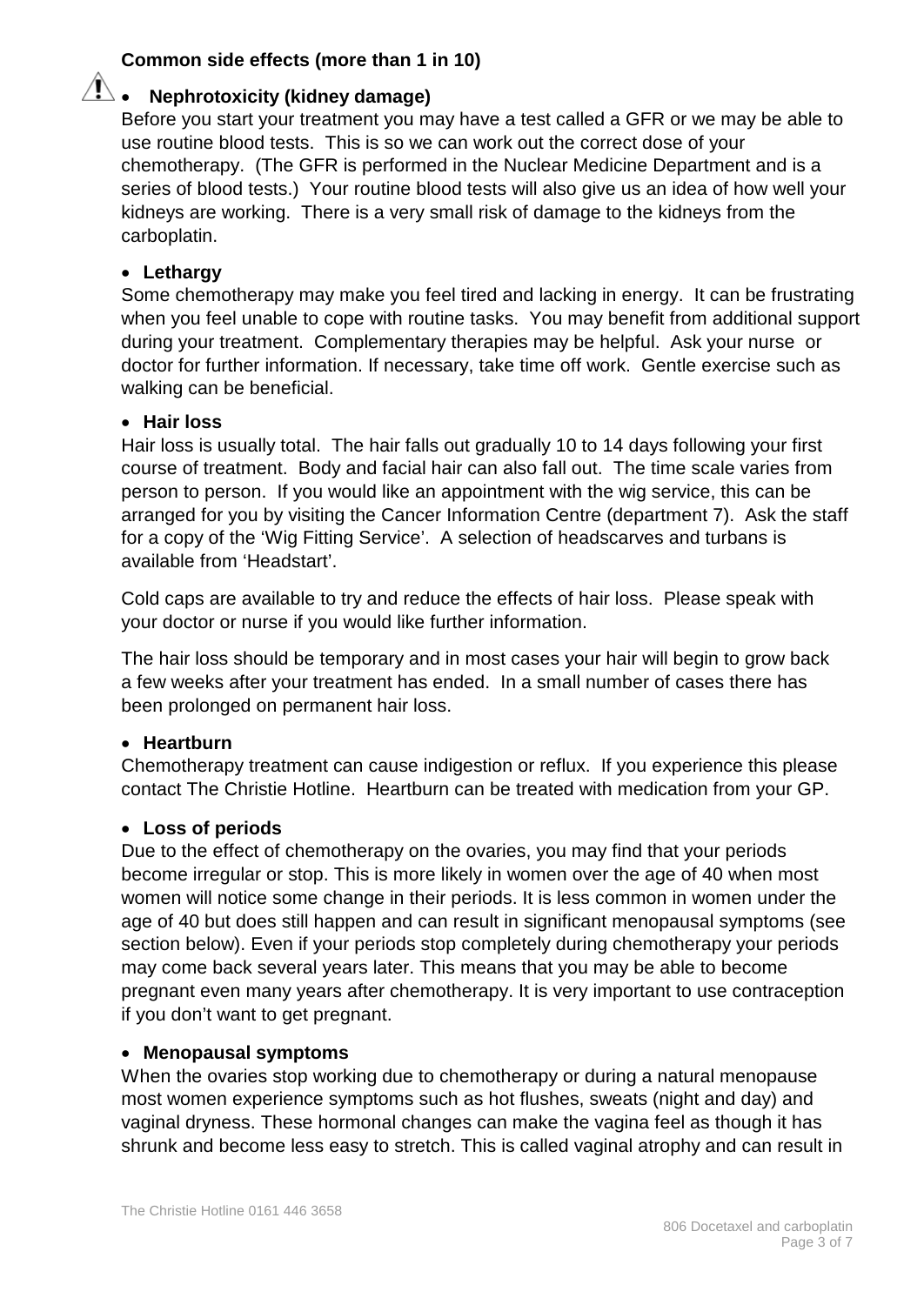**Common side effects (more than 1 in 10)**

- **Nephrotoxicity (kidney damage)**

Before you start your treatment you may have a test called a GFR or we may be able to use routine blood tests. This is so we can work out the correct dose of your chemotherapy. (The GFR is performed in the Nuclear Medicine Department and is a series of blood tests.) Your routine blood tests will also give us an idea of how well your kidneys are working. There is a very small risk of damage to the kidneys from the carboplatin.

- **Lethargy**

Some chemotherapy may make you feel tired and lacking in energy. It can be frustrating when you feel unable to cope with routine tasks. You may benefit from additional support during your treatment. Complementary therapies may be helpful. Ask your nurse or doctor for further information. If necessary, take time off work. Gentle exercise such as walking can be beneficial.

- **Hair loss**

Hair loss is usually total. The hair falls out gradually 10 to 14 days following your first course of treatment. Body and facial hair can also fall out. The time scale varies from person to person. If you would like an appointment with the wig service, this can be arranged for you by visiting the Cancer Information Centre (department 7). Ask the staff for a copy of the 'Wig Fitting Service'. A selection of headscarves and turbans is available from 'Headstart'.

Cold caps are available to try and reduce the effects of hair loss. Please speak with your doctor or nurse if you would like further information.

The hair loss should be temporary and in most cases your hair will begin to grow back a few weeks after your treatment has ended. In a small number of cases there has been prolonged on permanent hair loss.

- **Heartburn**

Chemotherapy treatment can cause indigestion or reflux. If you experience this please contact The Christie Hotline. Heartburn can be treated with medication from your GP.

- **Loss of periods**

Due to the effect of chemotherapy on the ovaries, you may find that your periods become irregular or stop. This is more likely in women over the age of 40 when most women will notice some change in their periods. It is less common in women under the age of 40 but does still happen and can result in significant menopausal symptoms (see section below). Even if your periods stop completely during chemotherapy your periods may come back several years later. This means that you may be able to become pregnant even many years after chemotherapy. It is very important to use contraception if you don't want to get pregnant.

- **Menopausal symptoms**

When the ovaries stop working due to chemotherapy or during a natural menopause most women experience symptoms such as hot flushes, sweats (night and day) and vaginal dryness. These hormonal changes can make the vagina feel as though it has shrunk and become less easy to stretch. This is called vaginal atrophy and can result in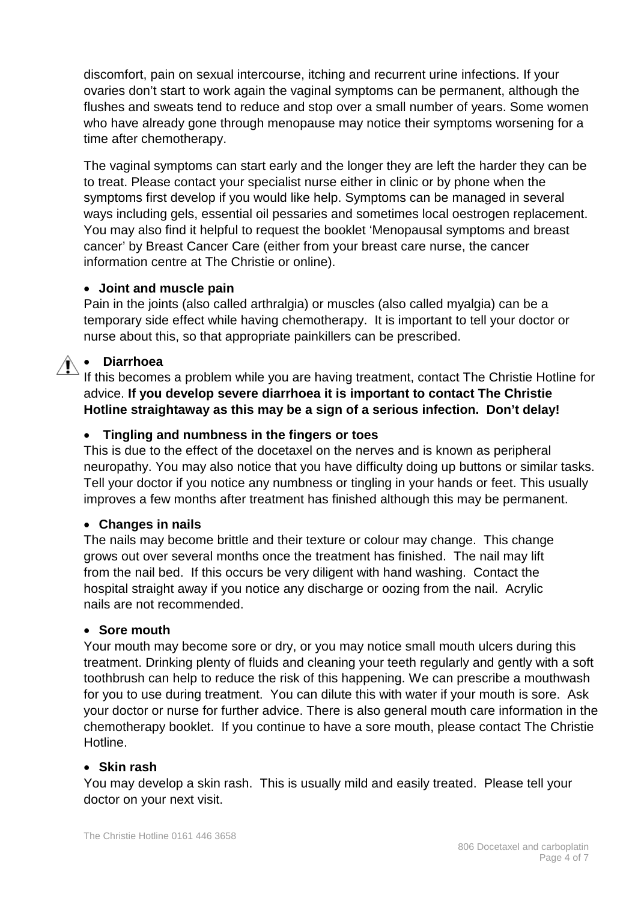discomfort, pain on sexual intercourse, itching and recurrent urine infections. If your ovaries don't start to work again the vaginal symptoms can be permanent, although the flushes and sweats tend to reduce and stop over a small number of years. Some women who have already gone through menopause may notice their symptoms worsening for a time after chemotherapy.

The vaginal symptoms can start early and the longer they are left the harder they can be to treat. Please contact your specialist nurse either in clinic or by phone when the symptoms first develop if you would like help. Symptoms can be managed in several ways including gels, essential oil pessaries and sometimes local oestrogen replacement. You may also find it helpful to request the booklet 'Menopausal symptoms and breast cancer' by Breast Cancer Care (either from your breast care nurse, the cancer information centre at The Christie or online).

- **Joint and muscle pain**

Pain in the joints (also called arthralgia) or muscles (also called myalgia) can be a temporary side effect while having chemotherapy. It is important to tell your doctor or nurse about this, so that appropriate painkillers can be prescribed.

- **Diarrhoea**

If this becomes a problem while you are having treatment, contact The Christie Hotline for advice. **If you develop severe diarrhoea it is important to contact The Christie Hotline straightaway as this may be a sign of a serious infection. Don't delay!**

- **Tingling and numbness in the fingers or toes**

This is due to the effect of the docetaxel on the nerves and is known as peripheral neuropathy. You may also notice that you have difficulty doing up buttons or similar tasks. Tell your doctor if you notice any numbness or tingling in your hands or feet. This usually improves a few months after treatment has finished although this may be permanent.

- **Changes in nails**

The nails may become brittle and their texture or colour may change. This change grows out over several months once the treatment has finished. The nail may lift from the nail bed. If this occurs be very diligent with hand washing. Contact the hospital straight away if you notice any discharge or oozing from the nail. Acrylic nails are not recommended.

- **Sore mouth**

Your mouth may become sore or dry, or you may notice small mouth ulcers during this treatment. Drinking plenty of fluids and cleaning your teeth regularly and gently with a soft toothbrush can help to reduce the risk of this happening. We can prescribe a mouthwash for you to use during treatment. You can dilute this with water if your mouth is sore. Ask your doctor or nurse for further advice. There is also general mouth care information in the chemotherapy booklet. If you continue to have a sore mouth, please contact The Christie Hotline.

- **Skin rash**

You may develop a skin rash. This is usually mild and easily treated. Please tell your doctor on your next visit.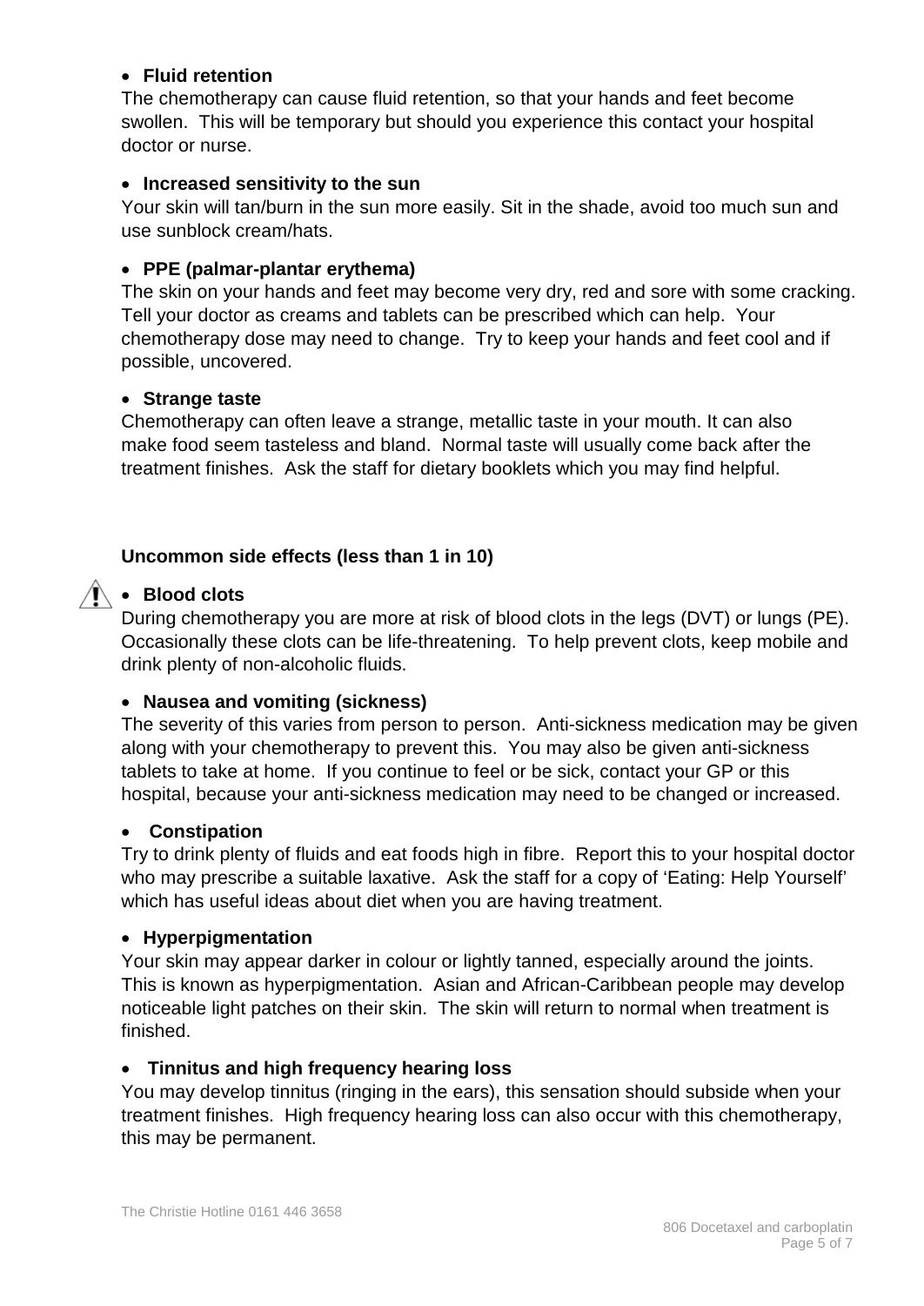- **Fluid retention**

The chemotherapy can cause fluid retention, so that your hands and feet become swollen. This will be temporary but should you experience this contact your hospital doctor or nurse.

- **Increased sensitivity to the sun**

Your skin will tan/burn in the sun more easily. Sit in the shade, avoid too much sun and use sunblock cream/hats.

- **PPE (palmar-plantar erythema)**

The skin on your hands and feet may become very dry, red and sore with some cracking. Tell your doctor as creams and tablets can be prescribed which can help. Your chemotherapy dose may need to change. Try to keep your hands and feet cool and if possible, uncovered.

- **Strange taste**

Chemotherapy can often leave a strange, metallic taste in your mouth. It can also make food seem tasteless and bland. Normal taste will usually come back after the treatment finishes. Ask the staff for dietary booklets which you may find helpful.

**Uncommon side effects (less than 1 in 10)**

- ⚠ **Blood clots**

During chemotherapy you are more at risk of blood clots in the legs (DVT) or lungs (PE). Occasionally these clots can be life-threatening. To help prevent clots, keep mobile and drink plenty of non-alcoholic fluids.

- **Nausea and vomiting (sickness)**

The severity of this varies from person to person. Anti-sickness medication may be given along with your chemotherapy to prevent this. You may also be given anti-sickness tablets to take at home. If you continue to feel or be sick, contact your GP or this hospital, because your anti-sickness medication may need to be changed or increased.

- **Constipation**

Try to drink plenty of fluids and eat foods high in fibre. Report this to your hospital doctor who may prescribe a suitable laxative. Ask the staff for a copy of 'Eating: Help Yourself' which has useful ideas about diet when you are having treatment.

- **Hyperpigmentation**

Your skin may appear darker in colour or lightly tanned, especially around the joints. This is known as hyperpigmentation. Asian and African-Caribbean people may develop noticeable light patches on their skin. The skin will return to normal when treatment is finished.

- **Tinnitus and high frequency hearing loss**

You may develop tinnitus (ringing in the ears), this sensation should subside when your treatment finishes. High frequency hearing loss can also occur with this chemotherapy, this may be permanent.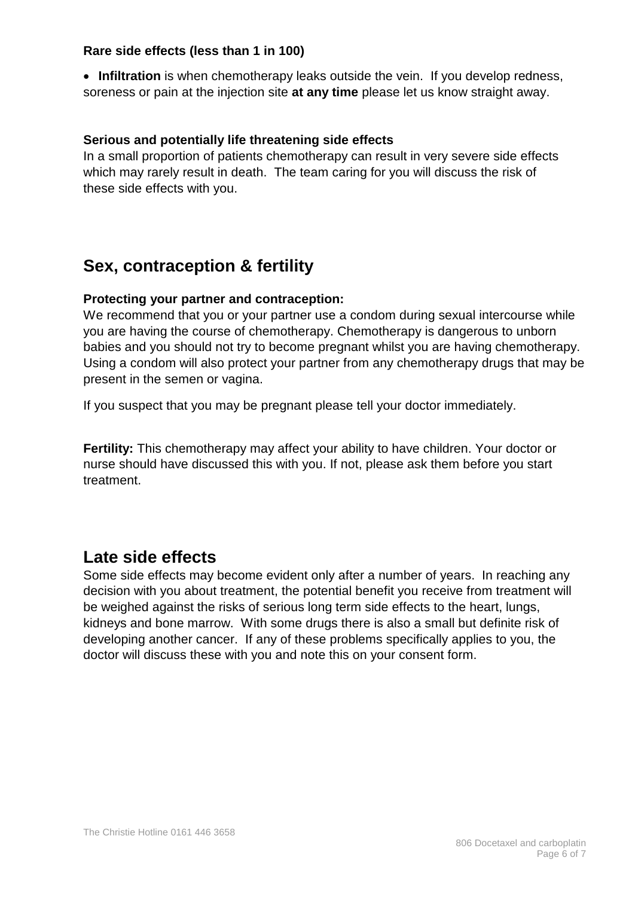**Rare side effects (less than 1 in 100)**

- **Infiltration** is when chemotherapy leaks outside the vein. If you develop redness, soreness or pain at the injection site **at any time** please let us know straight away.

**Serious and potentially life threatening side effects**

In a small proportion of patients chemotherapy can result in very severe side effects which may rarely result in death. The team caring for you will discuss the risk of these side effects with you.

## Sex, contraception & fertility

**Protecting your partner and contraception:**

We recommend that you or your partner use a condom during sexual intercourse while you are having the course of chemotherapy. Chemotherapy is dangerous to unborn babies and you should not try to become pregnant whilst you are having chemotherapy. Using a condom will also protect your partner from any chemotherapy drugs that may be present in the semen or vagina.

If you suspect that you may be pregnant please tell your doctor immediately.

**Fertility:** This chemotherapy may affect your ability to have children. Your doctor or nurse should have discussed this with you. If not, please ask them before you start treatment.

## Late side effects

Some side effects may become evident only after a number of years. In reaching any decision with you about treatment, the potential benefit you receive from treatment will be weighed against the risks of serious long term side effects to the heart, lungs, kidneys and bone marrow. With some drugs there is also a small but definite risk of developing another cancer. If any of these problems specifically applies to you, the doctor will discuss these with you and note this on your consent form.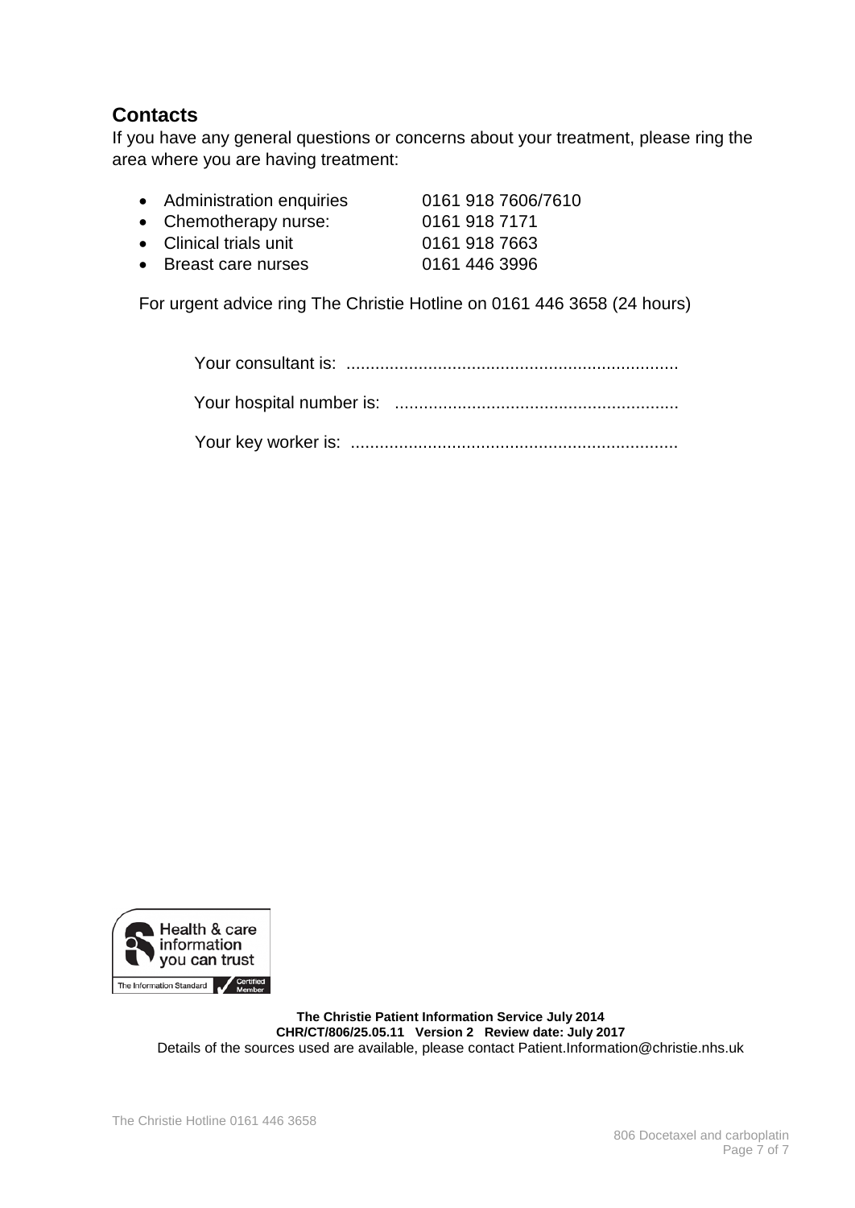## Contacts

If you have any general questions or concerns about your treatment, please ring the area where you are having treatment:

- Administration enquiries 0161 918 7606/7610
- Chemotherapy nurse: 0161 918 7171
- Clinical trials unit 0161 918 7663
- Breast care nurses 0161 446 3996

For urgent advice ring The Christie Hotline on 0161 446 3658 (24 hours)

Your consultant is: ....................................................................

Your hospital number is: ..........................................................

Your key worker is: ....................................................................

Health & care information you can trust

The Information Standard Certified Member

**The Christie Patient Information Service July 2014**
**CHR/CT/806/25.05.11 Version 2 Review date: July 2017**
Details of the sources used are available, please contact Patient.Information@christie.nhs.uk